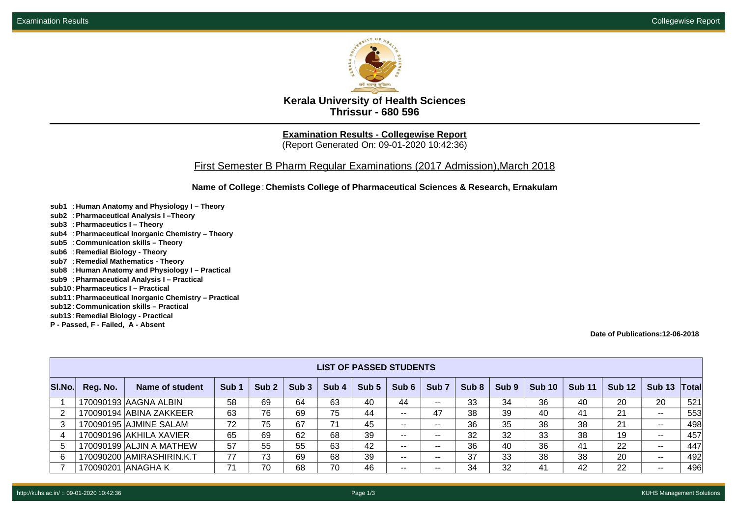# Kerala University of Health Sciences
## Thrissur - 680 596

**Examination Results - Collegewise Report**
(Report Generated On: 09-01-2020 10:42:36)

### First Semester B Pharm Regular Examinations (2017 Admission),March 2018

**Name of College** : **Chemists College of Pharmaceutical Sciences & Research, Ernakulam**

**sub1** : **Human Anatomy and Physiology I – Theory**
**sub2** : **Pharmaceutical Analysis I –Theory**
**sub3** : **Pharmaceutics I – Theory**
**sub4** : **Pharmaceutical Inorganic Chemistry – Theory**
**sub5** : **Communication skills – Theory**
**sub6** : **Remedial Biology - Theory**
**sub7** : **Remedial Mathematics - Theory**
**sub8** : **Human Anatomy and Physiology I – Practical**
**sub9** : **Pharmaceutical Analysis I – Practical**
**sub10** : **Pharmaceutics I – Practical**
**sub11** : **Pharmaceutical Inorganic Chemistry – Practical**
**sub12** : **Communication skills – Practical**
**sub13** : **Remedial Biology - Practical**
**P - Passed, F - Failed, A - Absent**

**Date of Publications:12-06-2018**

| LIST OF PASSED STUDENTS | | | | | | | | | | | | | | | | |
|---|---|---|---|---|---|---|---|---|---|---|---|---|---|---|---|---|
| **Sl.No.** | **Reg. No.** | **Name of student** | **Sub 1** | **Sub 2** | **Sub 3** | **Sub 4** | **Sub 5** | **Sub 6** | **Sub 7** | **Sub 8** | **Sub 9** | **Sub 10** | **Sub 11** | **Sub 12** | **Sub 13** | **Total** |
| 1 | 170090193 | AAGNA ALBIN | 58 | 69 | 64 | 63 | 40 | 44 | -- | 33 | 34 | 36 | 40 | 20 | 20 | 521 |
| 2 | 170090194 | ABINA ZAKKEER | 63 | 76 | 69 | 75 | 44 | -- | 47 | 38 | 39 | 40 | 41 | 21 | -- | 553 |
| 3 | 170090195 | AJMINE SALAM | 72 | 75 | 67 | 71 | 45 | -- | -- | 36 | 35 | 38 | 38 | 21 | -- | 498 |
| 4 | 170090196 | AKHILA XAVIER | 65 | 69 | 62 | 68 | 39 | -- | -- | 32 | 32 | 33 | 38 | 19 | -- | 457 |
| 5 | 170090199 | ALJIN A MATHEW | 57 | 55 | 55 | 63 | 42 | -- | -- | 36 | 40 | 36 | 41 | 22 | -- | 447 |
| 6 | 170090200 | AMIRASHIRIN.K.T | 77 | 73 | 69 | 68 | 39 | -- | -- | 37 | 33 | 38 | 38 | 20 | -- | 492 |
| 7 | 170090201 | ANAGHA K | 71 | 70 | 68 | 70 | 46 | -- | -- | 34 | 32 | 41 | 42 | 22 | -- | 496 |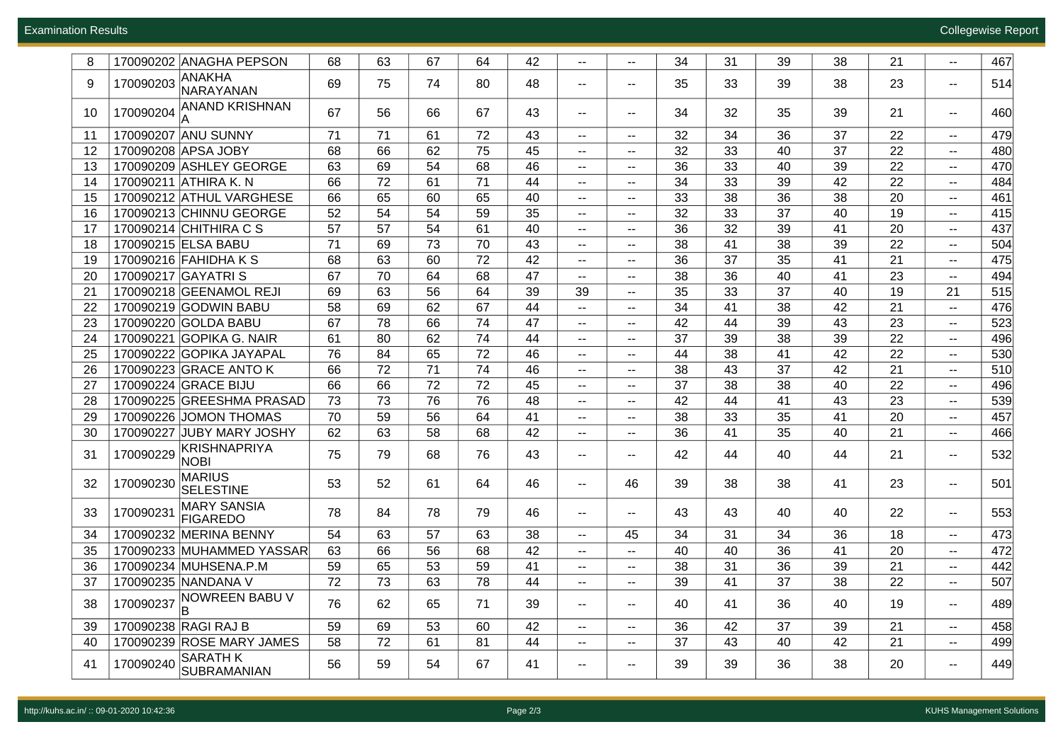| | | | | | | | | | | | | | | | | |
|---|---|---|---|---|---|---|---|---|---|---|---|---|---|---|---|---|
| 8 | 170090202 | ANAGHA PEPSON | 68 | 63 | 67 | 64 | 42 | -- | -- | 34 | 31 | 39 | 38 | 21 | -- | 467 |
| 9 | 170090203 | ANAKHA NARAYANAN | 69 | 75 | 74 | 80 | 48 | -- | -- | 35 | 33 | 39 | 38 | 23 | -- | 514 |
| 10 | 170090204 | ANAND KRISHNAN A | 67 | 56 | 66 | 67 | 43 | -- | -- | 34 | 32 | 35 | 39 | 21 | -- | 460 |
| 11 | 170090207 | ANU SUNNY | 71 | 71 | 61 | 72 | 43 | -- | -- | 32 | 34 | 36 | 37 | 22 | -- | 479 |
| 12 | 170090208 | APSA JOBY | 68 | 66 | 62 | 75 | 45 | -- | -- | 32 | 33 | 40 | 37 | 22 | -- | 480 |
| 13 | 170090209 | ASHLEY GEORGE | 63 | 69 | 54 | 68 | 46 | -- | -- | 36 | 33 | 40 | 39 | 22 | -- | 470 |
| 14 | 170090211 | ATHIRA K. N | 66 | 72 | 61 | 71 | 44 | -- | -- | 34 | 33 | 39 | 42 | 22 | -- | 484 |
| 15 | 170090212 | ATHUL VARGHESE | 66 | 65 | 60 | 65 | 40 | -- | -- | 33 | 38 | 36 | 38 | 20 | -- | 461 |
| 16 | 170090213 | CHINNU GEORGE | 52 | 54 | 54 | 59 | 35 | -- | -- | 32 | 33 | 37 | 40 | 19 | -- | 415 |
| 17 | 170090214 | CHITHIRA C S | 57 | 57 | 54 | 61 | 40 | -- | -- | 36 | 32 | 39 | 41 | 20 | -- | 437 |
| 18 | 170090215 | ELSA BABU | 71 | 69 | 73 | 70 | 43 | -- | -- | 38 | 41 | 38 | 39 | 22 | -- | 504 |
| 19 | 170090216 | FAHIDHA K S | 68 | 63 | 60 | 72 | 42 | -- | -- | 36 | 37 | 35 | 41 | 21 | -- | 475 |
| 20 | 170090217 | GAYATRI S | 67 | 70 | 64 | 68 | 47 | -- | -- | 38 | 36 | 40 | 41 | 23 | -- | 494 |
| 21 | 170090218 | GEENAMOL REJI | 69 | 63 | 56 | 64 | 39 | 39 | -- | 35 | 33 | 37 | 40 | 19 | 21 | 515 |
| 22 | 170090219 | GODWIN BABU | 58 | 69 | 62 | 67 | 44 | -- | -- | 34 | 41 | 38 | 42 | 21 | -- | 476 |
| 23 | 170090220 | GOLDA BABU | 67 | 78 | 66 | 74 | 47 | -- | -- | 42 | 44 | 39 | 43 | 23 | -- | 523 |
| 24 | 170090221 | GOPIKA G. NAIR | 61 | 80 | 62 | 74 | 44 | -- | -- | 37 | 39 | 38 | 39 | 22 | -- | 496 |
| 25 | 170090222 | GOPIKA JAYAPAL | 76 | 84 | 65 | 72 | 46 | -- | -- | 44 | 38 | 41 | 42 | 22 | -- | 530 |
| 26 | 170090223 | GRACE ANTO K | 66 | 72 | 71 | 74 | 46 | -- | -- | 38 | 43 | 37 | 42 | 21 | -- | 510 |
| 27 | 170090224 | GRACE BIJU | 66 | 66 | 72 | 72 | 45 | -- | -- | 37 | 38 | 38 | 40 | 22 | -- | 496 |
| 28 | 170090225 | GREESHMA PRASAD | 73 | 73 | 76 | 76 | 48 | -- | -- | 42 | 44 | 41 | 43 | 23 | -- | 539 |
| 29 | 170090226 | JOMON THOMAS | 70 | 59 | 56 | 64 | 41 | -- | -- | 38 | 33 | 35 | 41 | 20 | -- | 457 |
| 30 | 170090227 | JUBY MARY JOSHY | 62 | 63 | 58 | 68 | 42 | -- | -- | 36 | 41 | 35 | 40 | 21 | -- | 466 |
| 31 | 170090229 | KRISHNAPRIYA NOBI | 75 | 79 | 68 | 76 | 43 | -- | -- | 42 | 44 | 40 | 44 | 21 | -- | 532 |
| 32 | 170090230 | MARIUS SELESTINE | 53 | 52 | 61 | 64 | 46 | -- | 46 | 39 | 38 | 38 | 41 | 23 | -- | 501 |
| 33 | 170090231 | MARY SANSIA FIGAREDO | 78 | 84 | 78 | 79 | 46 | -- | -- | 43 | 43 | 40 | 40 | 22 | -- | 553 |
| 34 | 170090232 | MERINA BENNY | 54 | 63 | 57 | 63 | 38 | -- | 45 | 34 | 31 | 34 | 36 | 18 | -- | 473 |
| 35 | 170090233 | MUHAMMED YASSAR | 63 | 66 | 56 | 68 | 42 | -- | -- | 40 | 40 | 36 | 41 | 20 | -- | 472 |
| 36 | 170090234 | MUHSENA.P.M | 59 | 65 | 53 | 59 | 41 | -- | -- | 38 | 31 | 36 | 39 | 21 | -- | 442 |
| 37 | 170090235 | NANDANA V | 72 | 73 | 63 | 78 | 44 | -- | -- | 39 | 41 | 37 | 38 | 22 | -- | 507 |
| 38 | 170090237 | NOWREEN BABU V B | 76 | 62 | 65 | 71 | 39 | -- | -- | 40 | 41 | 36 | 40 | 19 | -- | 489 |
| 39 | 170090238 | RAGI RAJ B | 59 | 69 | 53 | 60 | 42 | -- | -- | 36 | 42 | 37 | 39 | 21 | -- | 458 |
| 40 | 170090239 | ROSE MARY JAMES | 58 | 72 | 61 | 81 | 44 | -- | -- | 37 | 43 | 40 | 42 | 21 | -- | 499 |
| 41 | 170090240 | SARATH K SUBRAMANIAN | 56 | 59 | 54 | 67 | 41 | -- | -- | 39 | 39 | 36 | 38 | 20 | -- | 449 |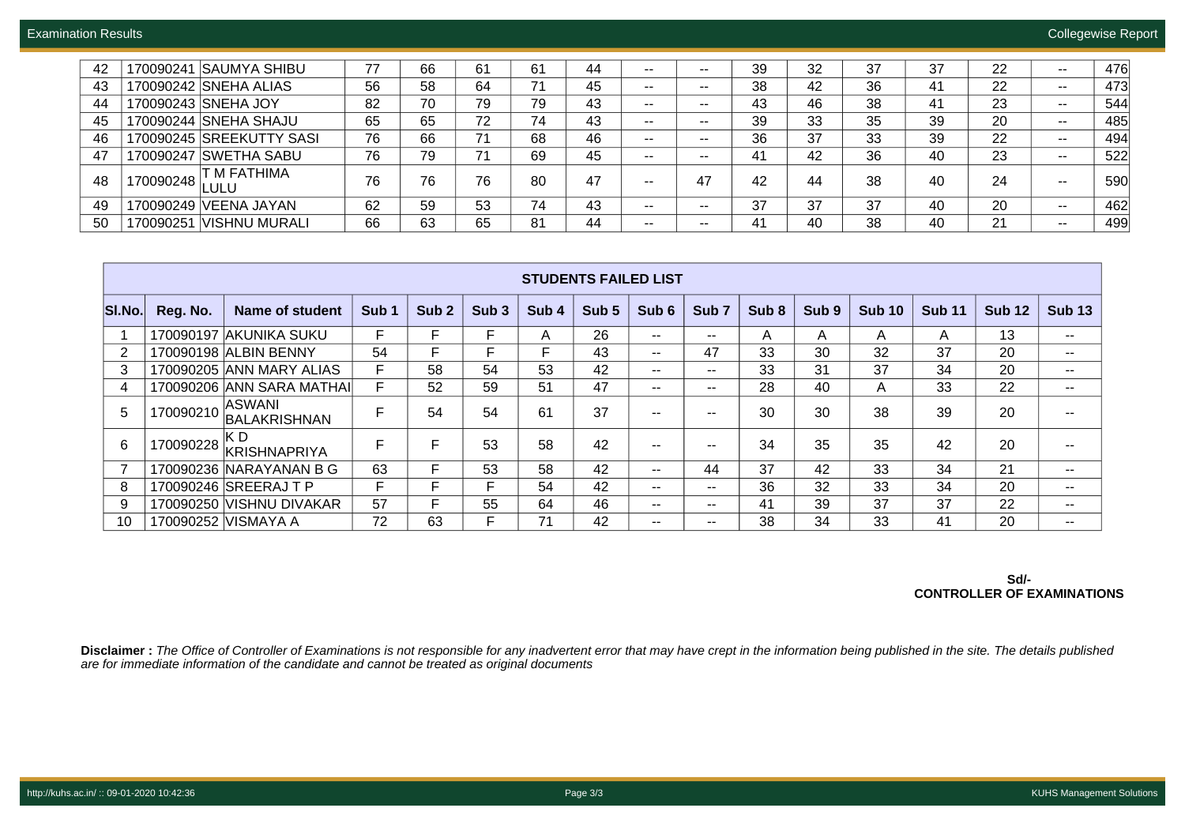| | | | | | | | | | | | | | | | | |
|---|---|---|---|---|---|---|---|---|---|---|---|---|---|---|---|---|
| 42 | 170090241 | SAUMYA SHIBU | 77 | 66 | 61 | 61 | 44 | -- | -- | 39 | 32 | 37 | 37 | 22 | -- | 476 |
| 43 | 170090242 | SNEHA ALIAS | 56 | 58 | 64 | 71 | 45 | -- | -- | 38 | 42 | 36 | 41 | 22 | -- | 473 |
| 44 | 170090243 | SNEHA JOY | 82 | 70 | 79 | 79 | 43 | -- | -- | 43 | 46 | 38 | 41 | 23 | -- | 544 |
| 45 | 170090244 | SNEHA SHAJU | 65 | 65 | 72 | 74 | 43 | -- | -- | 39 | 33 | 35 | 39 | 20 | -- | 485 |
| 46 | 170090245 | SREEKUTTY SASI | 76 | 66 | 71 | 68 | 46 | -- | -- | 36 | 37 | 33 | 39 | 22 | -- | 494 |
| 47 | 170090247 | SWETHA SABU | 76 | 79 | 71 | 69 | 45 | -- | -- | 41 | 42 | 36 | 40 | 23 | -- | 522 |
| 48 | 170090248 | T M FATHIMA LULU | 76 | 76 | 76 | 80 | 47 | -- | 47 | 42 | 44 | 38 | 40 | 24 | -- | 590 |
| 49 | 170090249 | VEENA JAYAN | 62 | 59 | 53 | 74 | 43 | -- | -- | 37 | 37 | 37 | 40 | 20 | -- | 462 |
| 50 | 170090251 | VISHNU MURALI | 66 | 63 | 65 | 81 | 44 | -- | -- | 41 | 40 | 38 | 40 | 21 | -- | 499 |

**STUDENTS FAILED LIST**

| Sl.No. | Reg. No. | Name of student | Sub 1 | Sub 2 | Sub 3 | Sub 4 | Sub 5 | Sub 6 | Sub 7 | Sub 8 | Sub 9 | Sub 10 | Sub 11 | Sub 12 | Sub 13 |
|---|---|---|---|---|---|---|---|---|---|---|---|---|---|---|---|
| 1 | 170090197 | AKUNIKA SUKU | F | F | F | A | 26 | -- | -- | A | A | A | A | 13 | -- |
| 2 | 170090198 | ALBIN BENNY | 54 | F | F | F | 43 | -- | 47 | 33 | 30 | 32 | 37 | 20 | -- |
| 3 | 170090205 | ANN MARY ALIAS | F | 58 | 54 | 53 | 42 | -- | -- | 33 | 31 | 37 | 34 | 20 | -- |
| 4 | 170090206 | ANN SARA MATHAI | F | 52 | 59 | 51 | 47 | -- | -- | 28 | 40 | A | 33 | 22 | -- |
| 5 | 170090210 | ASWANI BALAKRISHNAN | F | 54 | 54 | 61 | 37 | -- | -- | 30 | 30 | 38 | 39 | 20 | -- |
| 6 | 170090228 | K D KRISHNAPRIYA | F | F | 53 | 58 | 42 | -- | -- | 34 | 35 | 35 | 42 | 20 | -- |
| 7 | 170090236 | NARAYANAN B G | 63 | F | 53 | 58 | 42 | -- | 44 | 37 | 42 | 33 | 34 | 21 | -- |
| 8 | 170090246 | SREERAJ T P | F | F | F | 54 | 42 | -- | -- | 36 | 32 | 33 | 34 | 20 | -- |
| 9 | 170090250 | VISHNU DIVAKAR | 57 | F | 55 | 64 | 46 | -- | -- | 41 | 39 | 37 | 37 | 22 | -- |
| 10 | 170090252 | VISMAYA A | 72 | 63 | F | 71 | 42 | -- | -- | 38 | 34 | 33 | 41 | 20 | -- |

**Sd/-**
**CONTROLLER OF EXAMINATIONS**

**Disclaimer :** *The Office of Controller of Examinations is not responsible for any inadvertent error that may have crept in the information being published in the site. The details published are for immediate information of the candidate and cannot be treated as original documents*